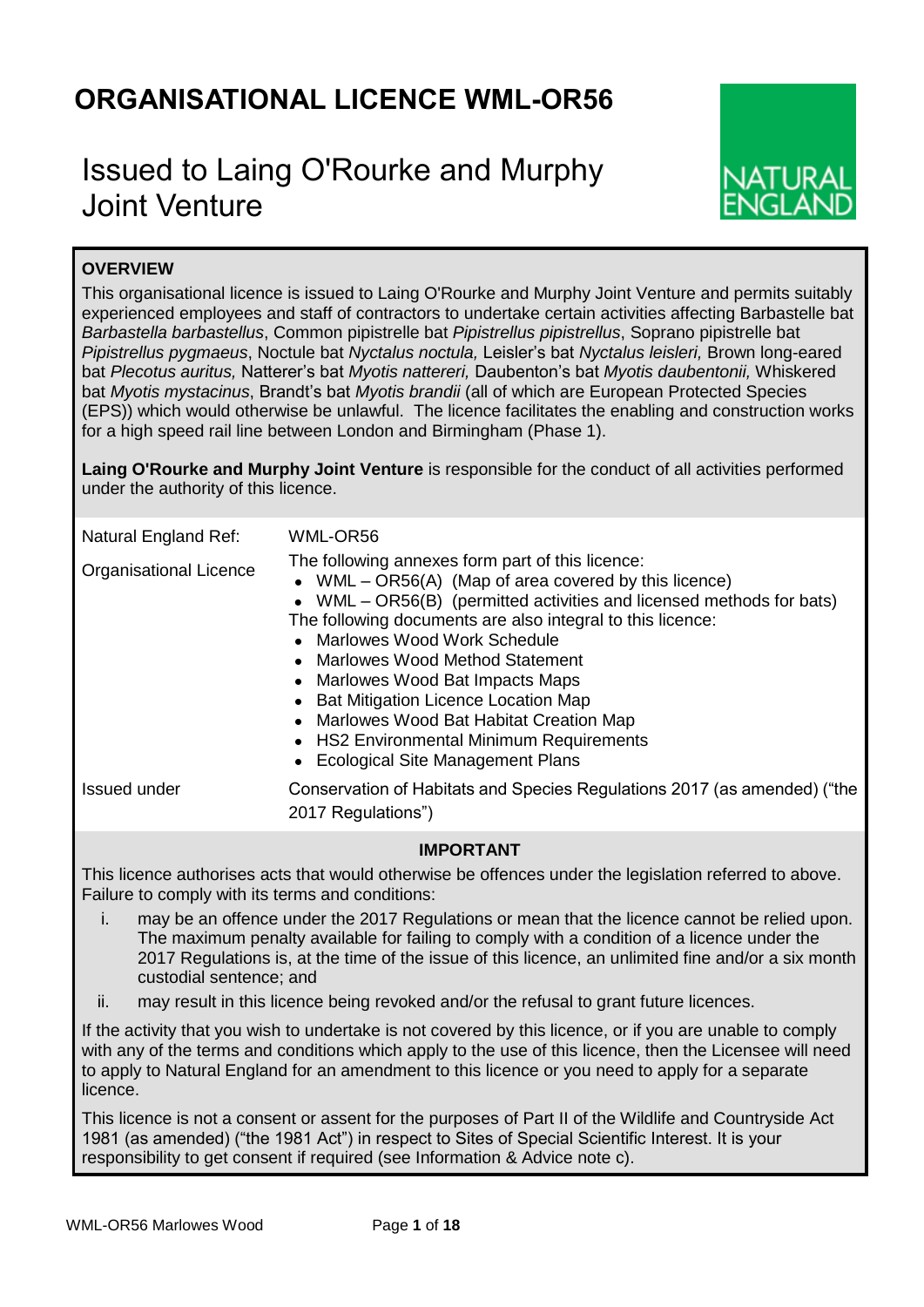# ORGANISATIONAL LICENCE WML-OR56

## Issued to Laing O'Rourke and Murphy Joint Venture

NATURAL ENGLAND

**OVERVIEW**

This organisational licence is issued to Laing O'Rourke and Murphy Joint Venture and permits suitably experienced employees and staff of contractors to undertake certain activities affecting Barbastelle bat *Barbastella barbastellus*, Common pipistrelle bat *Pipistrellus pipistrellus*, Soprano pipistrelle bat *Pipistrellus pygmaeus*, Noctule bat *Nyctalus noctula,* Leisler's bat *Nyctalus leisleri,* Brown long-eared bat *Plecotus auritus,* Natterer's bat *Myotis nattereri,* Daubenton's bat *Myotis daubentonii,* Whiskered bat *Myotis mystacinus*, Brandt's bat *Myotis brandii* (all of which are European Protected Species (EPS)) which would otherwise be unlawful. The licence facilitates the enabling and construction works for a high speed rail line between London and Birmingham (Phase 1).

**Laing O'Rourke and Murphy Joint Venture** is responsible for the conduct of all activities performed under the authority of this licence.

| | |
|---|---|
| Natural England Ref: | WML-OR56 |
| Organisational Licence | The following annexes form part of this licence:<br>• WML – OR56(A) (Map of area covered by this licence)<br>• WML – OR56(B) (permitted activities and licensed methods for bats)<br>The following documents are also integral to this licence:<br>• Marlowes Wood Work Schedule<br>• Marlowes Wood Method Statement<br>• Marlowes Wood Bat Impacts Maps<br>• Bat Mitigation Licence Location Map<br>• Marlowes Wood Bat Habitat Creation Map<br>• HS2 Environmental Minimum Requirements<br>• Ecological Site Management Plans |
| Issued under | Conservation of Habitats and Species Regulations 2017 (as amended) ("the 2017 Regulations") |

**IMPORTANT**

This licence authorises acts that would otherwise be offences under the legislation referred to above. Failure to comply with its terms and conditions:

i. may be an offence under the 2017 Regulations or mean that the licence cannot be relied upon. The maximum penalty available for failing to comply with a condition of a licence under the 2017 Regulations is, at the time of the issue of this licence, an unlimited fine and/or a six month custodial sentence; and

ii. may result in this licence being revoked and/or the refusal to grant future licences.

If the activity that you wish to undertake is not covered by this licence, or if you are unable to comply with any of the terms and conditions which apply to the use of this licence, then the Licensee will need to apply to Natural England for an amendment to this licence or you need to apply for a separate licence.

This licence is not a consent or assent for the purposes of Part II of the Wildlife and Countryside Act 1981 (as amended) ("the 1981 Act") in respect to Sites of Special Scientific Interest. It is your responsibility to get consent if required (see Information & Advice note c).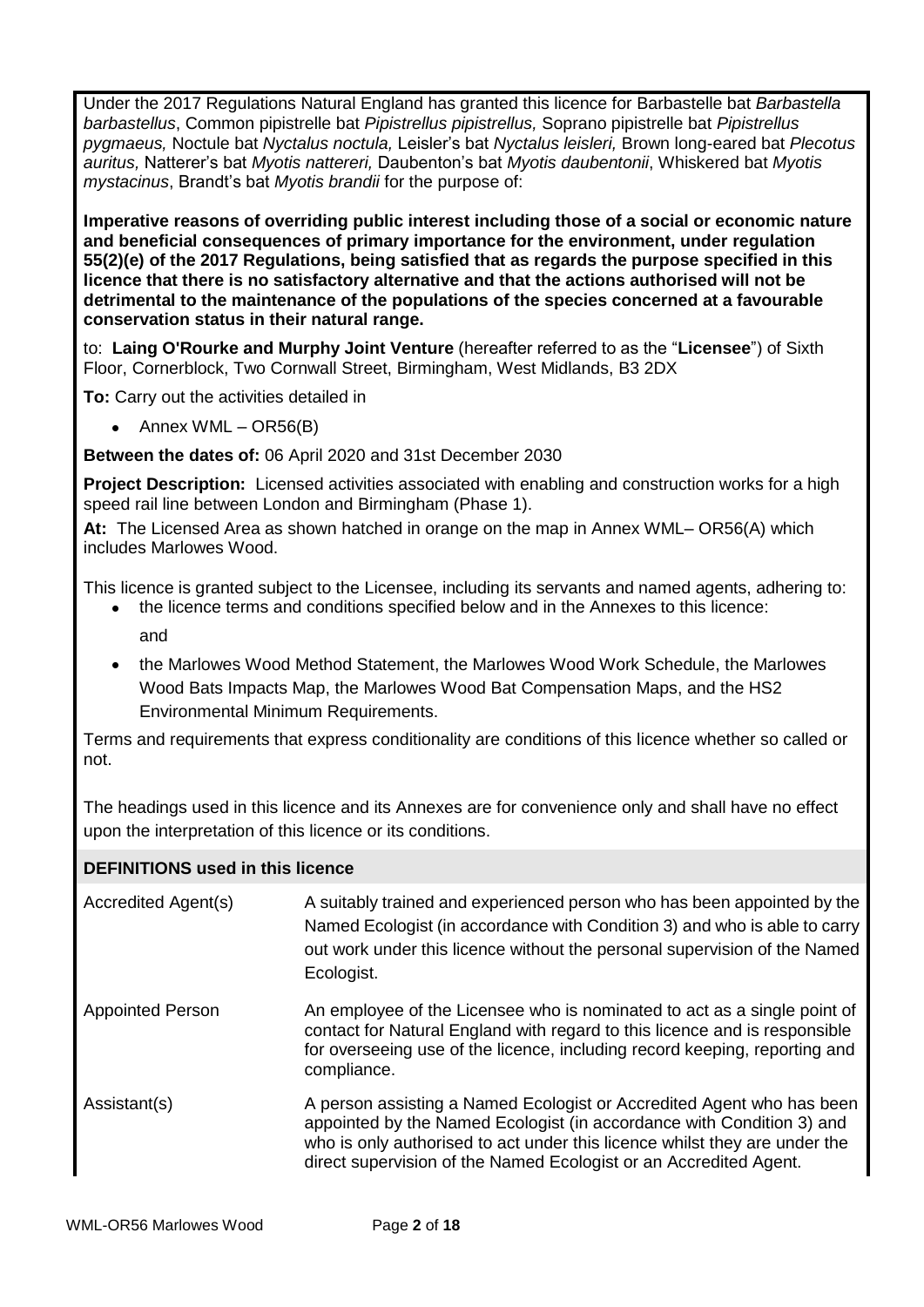Under the 2017 Regulations Natural England has granted this licence for Barbastelle bat *Barbastella barbastellus*, Common pipistrelle bat *Pipistrellus pipistrellus,* Soprano pipistrelle bat *Pipistrellus pygmaeus,* Noctule bat *Nyctalus noctula,* Leisler's bat *Nyctalus leisleri,* Brown long-eared bat *Plecotus auritus,* Natterer's bat *Myotis nattereri,* Daubenton's bat *Myotis daubentonii*, Whiskered bat *Myotis mystacinus*, Brandt's bat *Myotis brandii* for the purpose of:

**Imperative reasons of overriding public interest including those of a social or economic nature and beneficial consequences of primary importance for the environment, under regulation 55(2)(e) of the 2017 Regulations, being satisfied that as regards the purpose specified in this licence that there is no satisfactory alternative and that the actions authorised will not be detrimental to the maintenance of the populations of the species concerned at a favourable conservation status in their natural range.**

to: **Laing O'Rourke and Murphy Joint Venture** (hereafter referred to as the "**Licensee**") of Sixth Floor, Cornerblock, Two Cornwall Street, Birmingham, West Midlands, B3 2DX

**To:** Carry out the activities detailed in

- Annex WML – OR56(B)

**Between the dates of:** 06 April 2020 and 31st December 2030

**Project Description:** Licensed activities associated with enabling and construction works for a high speed rail line between London and Birmingham (Phase 1).

**At:** The Licensed Area as shown hatched in orange on the map in Annex WML– OR56(A) which includes Marlowes Wood.

This licence is granted subject to the Licensee, including its servants and named agents, adhering to:

- the licence terms and conditions specified below and in the Annexes to this licence:

  and

- the Marlowes Wood Method Statement, the Marlowes Wood Work Schedule, the Marlowes Wood Bats Impacts Map, the Marlowes Wood Bat Compensation Maps, and the HS2 Environmental Minimum Requirements.

Terms and requirements that express conditionality are conditions of this licence whether so called or not.

The headings used in this licence and its Annexes are for convenience only and shall have no effect upon the interpretation of this licence or its conditions.

## DEFINITIONS used in this licence

| | |
|---|---|
| Accredited Agent(s) | A suitably trained and experienced person who has been appointed by the Named Ecologist (in accordance with Condition 3) and who is able to carry out work under this licence without the personal supervision of the Named Ecologist. |
| Appointed Person | An employee of the Licensee who is nominated to act as a single point of contact for Natural England with regard to this licence and is responsible for overseeing use of the licence, including record keeping, reporting and compliance. |
| Assistant(s) | A person assisting a Named Ecologist or Accredited Agent who has been appointed by the Named Ecologist (in accordance with Condition 3) and who is only authorised to act under this licence whilst they are under the direct supervision of the Named Ecologist or an Accredited Agent. |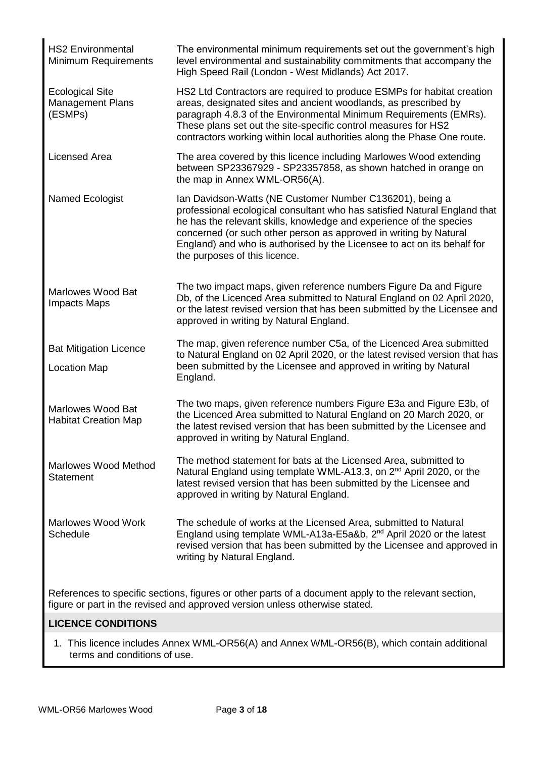| | |
|---|---|
| HS2 Environmental Minimum Requirements | The environmental minimum requirements set out the government's high level environmental and sustainability commitments that accompany the High Speed Rail (London - West Midlands) Act 2017. |
| Ecological Site Management Plans (ESMPs) | HS2 Ltd Contractors are required to produce ESMPs for habitat creation areas, designated sites and ancient woodlands, as prescribed by paragraph 4.8.3 of the Environmental Minimum Requirements (EMRs). These plans set out the site-specific control measures for HS2 contractors working within local authorities along the Phase One route. |
| Licensed Area | The area covered by this licence including Marlowes Wood extending between SP23367929 - SP23357858, as shown hatched in orange on the map in Annex WML-OR56(A). |
| Named Ecologist | Ian Davidson-Watts (NE Customer Number C136201), being a professional ecological consultant who has satisfied Natural England that he has the relevant skills, knowledge and experience of the species concerned (or such other person as approved in writing by Natural England) and who is authorised by the Licensee to act on its behalf for the purposes of this licence. |
| Marlowes Wood Bat Impacts Maps | The two impact maps, given reference numbers Figure Da and Figure Db, of the Licenced Area submitted to Natural England on 02 April 2020, or the latest revised version that has been submitted by the Licensee and approved in writing by Natural England. |
| Bat Mitigation Licence Location Map | The map, given reference number C5a, of the Licenced Area submitted to Natural England on 02 April 2020, or the latest revised version that has been submitted by the Licensee and approved in writing by Natural England. |
| Marlowes Wood Bat Habitat Creation Map | The two maps, given reference numbers Figure E3a and Figure E3b, of the Licenced Area submitted to Natural England on 20 March 2020, or the latest revised version that has been submitted by the Licensee and approved in writing by Natural England. |
| Marlowes Wood Method Statement | The method statement for bats at the Licensed Area, submitted to Natural England using template WML-A13.3, on 2nd April 2020, or the latest revised version that has been submitted by the Licensee and approved in writing by Natural England. |
| Marlowes Wood Work Schedule | The schedule of works at the Licensed Area, submitted to Natural England using template WML-A13a-E5a&b, 2nd April 2020 or the latest revised version that has been submitted by the Licensee and approved in writing by Natural England. |

References to specific sections, figures or other parts of a document apply to the relevant section, figure or part in the revised and approved version unless otherwise stated.

## LICENCE CONDITIONS

1. This licence includes Annex WML-OR56(A) and Annex WML-OR56(B), which contain additional terms and conditions of use.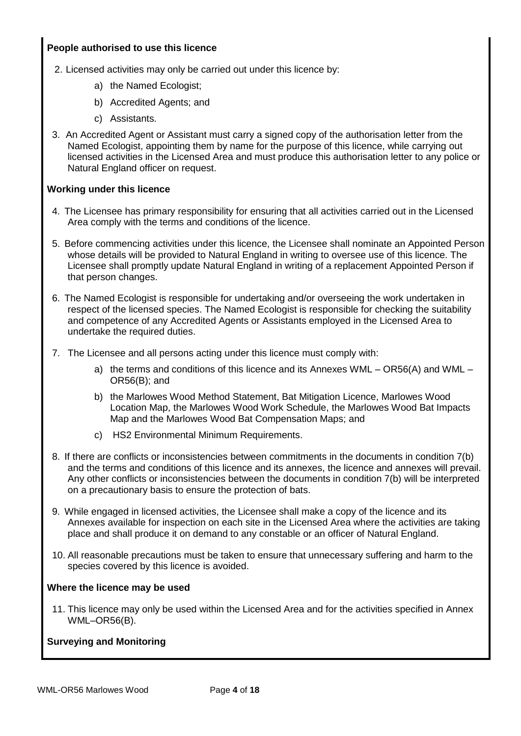**People authorised to use this licence**

2. Licensed activities may only be carried out under this licence by:
    a) the Named Ecologist;
    b) Accredited Agents; and
    c) Assistants.

3. An Accredited Agent or Assistant must carry a signed copy of the authorisation letter from the Named Ecologist, appointing them by name for the purpose of this licence, while carrying out licensed activities in the Licensed Area and must produce this authorisation letter to any police or Natural England officer on request.

**Working under this licence**

4. The Licensee has primary responsibility for ensuring that all activities carried out in the Licensed Area comply with the terms and conditions of the licence.

5. Before commencing activities under this licence, the Licensee shall nominate an Appointed Person whose details will be provided to Natural England in writing to oversee use of this licence. The Licensee shall promptly update Natural England in writing of a replacement Appointed Person if that person changes.

6. The Named Ecologist is responsible for undertaking and/or overseeing the work undertaken in respect of the licensed species. The Named Ecologist is responsible for checking the suitability and competence of any Accredited Agents or Assistants employed in the Licensed Area to undertake the required duties.

7. The Licensee and all persons acting under this licence must comply with:
    a) the terms and conditions of this licence and its Annexes WML – OR56(A) and WML – OR56(B); and
    b) the Marlowes Wood Method Statement, Bat Mitigation Licence, Marlowes Wood Location Map, the Marlowes Wood Work Schedule, the Marlowes Wood Bat Impacts Map and the Marlowes Wood Bat Compensation Maps; and
    c) HS2 Environmental Minimum Requirements.

8. If there are conflicts or inconsistencies between commitments in the documents in condition 7(b) and the terms and conditions of this licence and its annexes, the licence and annexes will prevail. Any other conflicts or inconsistencies between the documents in condition 7(b) will be interpreted on a precautionary basis to ensure the protection of bats.

9. While engaged in licensed activities, the Licensee shall make a copy of the licence and its Annexes available for inspection on each site in the Licensed Area where the activities are taking place and shall produce it on demand to any constable or an officer of Natural England.

10. All reasonable precautions must be taken to ensure that unnecessary suffering and harm to the species covered by this licence is avoided.

**Where the licence may be used**

11. This licence may only be used within the Licensed Area and for the activities specified in Annex WML–OR56(B).

**Surveying and Monitoring**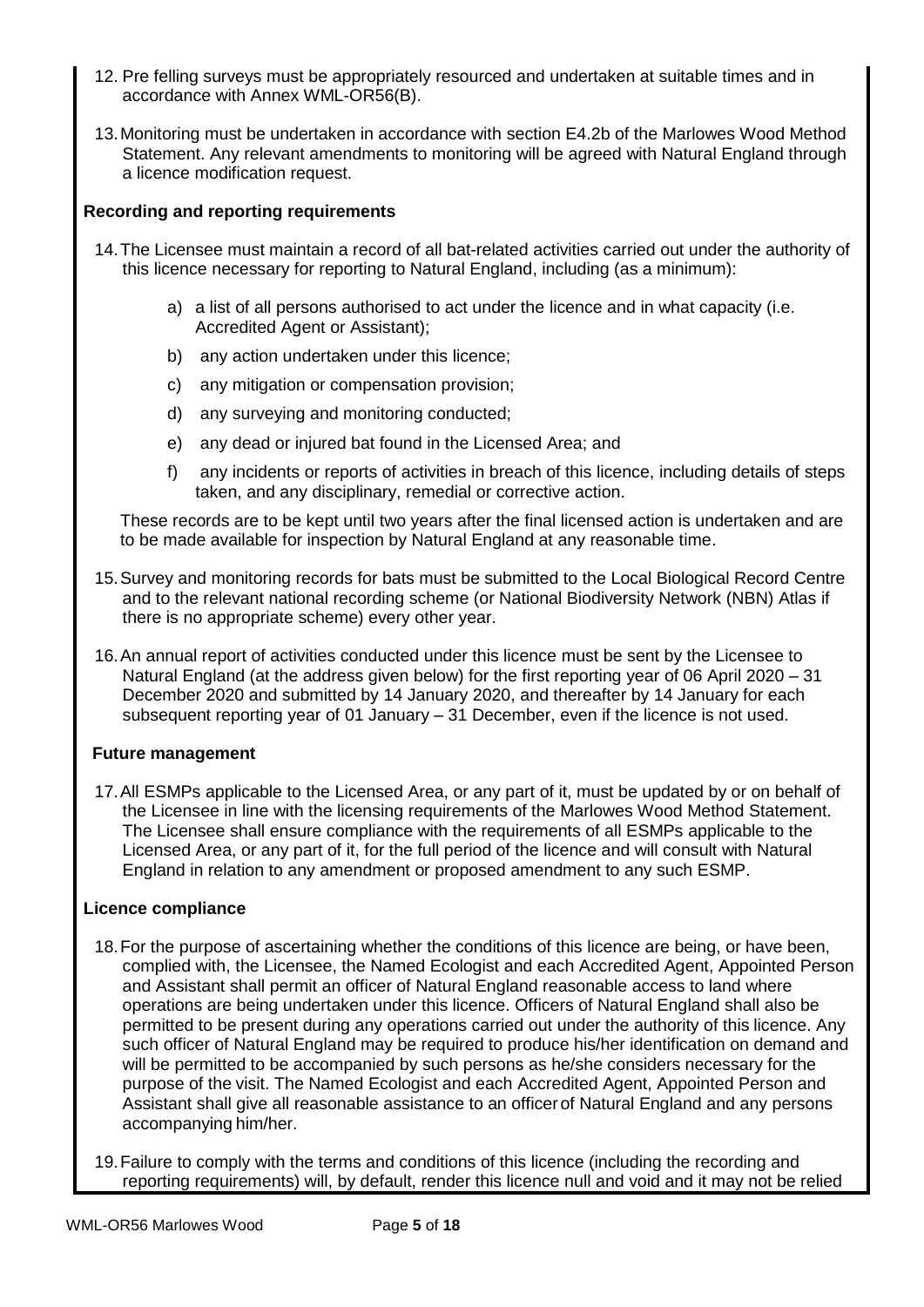12. Pre felling surveys must be appropriately resourced and undertaken at suitable times and in accordance with Annex WML-OR56(B).

13. Monitoring must be undertaken in accordance with section E4.2b of the Marlowes Wood Method Statement. Any relevant amendments to monitoring will be agreed with Natural England through a licence modification request.

**Recording and reporting requirements**

14. The Licensee must maintain a record of all bat-related activities carried out under the authority of this licence necessary for reporting to Natural England, including (as a minimum):

    a) a list of all persons authorised to act under the licence and in what capacity (i.e. Accredited Agent or Assistant);

    b) any action undertaken under this licence;

    c) any mitigation or compensation provision;

    d) any surveying and monitoring conducted;

    e) any dead or injured bat found in the Licensed Area; and

    f) any incidents or reports of activities in breach of this licence, including details of steps taken, and any disciplinary, remedial or corrective action.

    These records are to be kept until two years after the final licensed action is undertaken and are to be made available for inspection by Natural England at any reasonable time.

15. Survey and monitoring records for bats must be submitted to the Local Biological Record Centre and to the relevant national recording scheme (or National Biodiversity Network (NBN) Atlas if there is no appropriate scheme) every other year.

16. An annual report of activities conducted under this licence must be sent by the Licensee to Natural England (at the address given below) for the first reporting year of 06 April 2020 – 31 December 2020 and submitted by 14 January 2020, and thereafter by 14 January for each subsequent reporting year of 01 January – 31 December, even if the licence is not used.

**Future management**

17. All ESMPs applicable to the Licensed Area, or any part of it, must be updated by or on behalf of the Licensee in line with the licensing requirements of the Marlowes Wood Method Statement. The Licensee shall ensure compliance with the requirements of all ESMPs applicable to the Licensed Area, or any part of it, for the full period of the licence and will consult with Natural England in relation to any amendment or proposed amendment to any such ESMP.

**Licence compliance**

18. For the purpose of ascertaining whether the conditions of this licence are being, or have been, complied with, the Licensee, the Named Ecologist and each Accredited Agent, Appointed Person and Assistant shall permit an officer of Natural England reasonable access to land where operations are being undertaken under this licence. Officers of Natural England shall also be permitted to be present during any operations carried out under the authority of this licence. Any such officer of Natural England may be required to produce his/her identification on demand and will be permitted to be accompanied by such persons as he/she considers necessary for the purpose of the visit. The Named Ecologist and each Accredited Agent, Appointed Person and Assistant shall give all reasonable assistance to an officer of Natural England and any persons accompanying him/her.

19. Failure to comply with the terms and conditions of this licence (including the recording and reporting requirements) will, by default, render this licence null and void and it may not be relied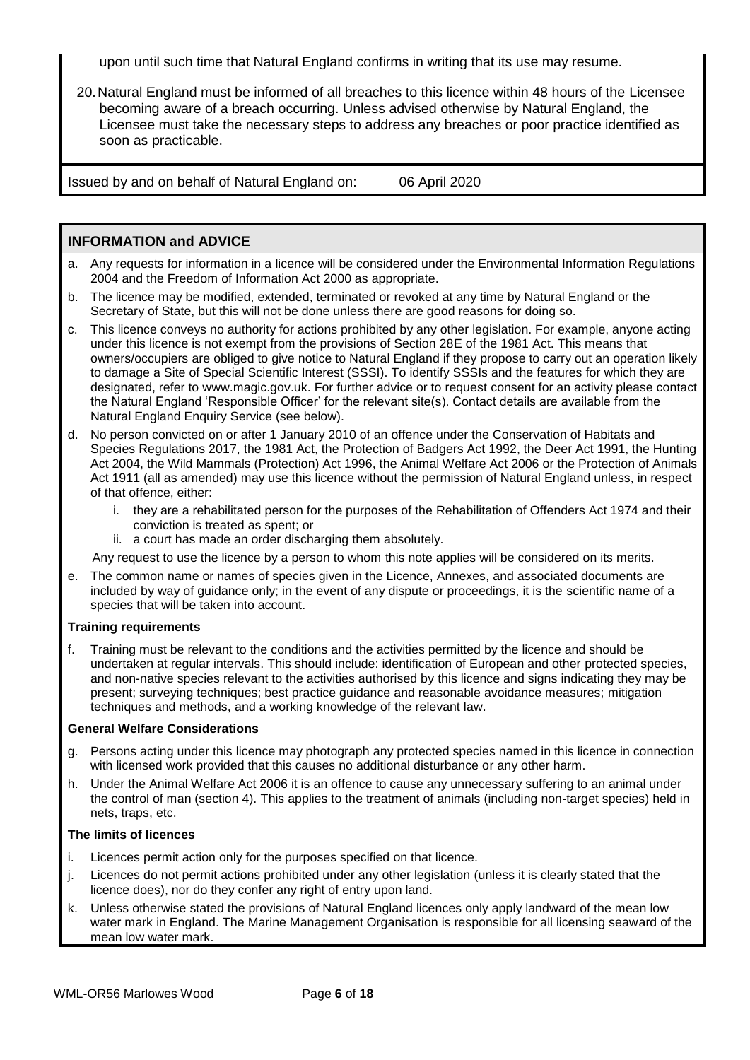upon until such time that Natural England confirms in writing that its use may resume.

20. Natural England must be informed of all breaches to this licence within 48 hours of the Licensee becoming aware of a breach occurring. Unless advised otherwise by Natural England, the Licensee must take the necessary steps to address any breaches or poor practice identified as soon as practicable.

Issued by and on behalf of Natural England on: 06 April 2020

## INFORMATION and ADVICE

a. Any requests for information in a licence will be considered under the Environmental Information Regulations 2004 and the Freedom of Information Act 2000 as appropriate.

b. The licence may be modified, extended, terminated or revoked at any time by Natural England or the Secretary of State, but this will not be done unless there are good reasons for doing so.

c. This licence conveys no authority for actions prohibited by any other legislation. For example, anyone acting under this licence is not exempt from the provisions of Section 28E of the 1981 Act. This means that owners/occupiers are obliged to give notice to Natural England if they propose to carry out an operation likely to damage a Site of Special Scientific Interest (SSSI). To identify SSSIs and the features for which they are designated, refer to www.magic.gov.uk. For further advice or to request consent for an activity please contact the Natural England 'Responsible Officer' for the relevant site(s). Contact details are available from the Natural England Enquiry Service (see below).

d. No person convicted on or after 1 January 2010 of an offence under the Conservation of Habitats and Species Regulations 2017, the 1981 Act, the Protection of Badgers Act 1992, the Deer Act 1991, the Hunting Act 2004, the Wild Mammals (Protection) Act 1996, the Animal Welfare Act 2006 or the Protection of Animals Act 1911 (all as amended) may use this licence without the permission of Natural England unless, in respect of that offence, either:
   i. they are a rehabilitated person for the purposes of the Rehabilitation of Offenders Act 1974 and their conviction is treated as spent; or
   ii. a court has made an order discharging them absolutely.

   Any request to use the licence by a person to whom this note applies will be considered on its merits.

e. The common name or names of species given in the Licence, Annexes, and associated documents are included by way of guidance only; in the event of any dispute or proceedings, it is the scientific name of a species that will be taken into account.

### Training requirements

f. Training must be relevant to the conditions and the activities permitted by the licence and should be undertaken at regular intervals. This should include: identification of European and other protected species, and non-native species relevant to the activities authorised by this licence and signs indicating they may be present; surveying techniques; best practice guidance and reasonable avoidance measures; mitigation techniques and methods, and a working knowledge of the relevant law.

### General Welfare Considerations

g. Persons acting under this licence may photograph any protected species named in this licence in connection with licensed work provided that this causes no additional disturbance or any other harm.

h. Under the Animal Welfare Act 2006 it is an offence to cause any unnecessary suffering to an animal under the control of man (section 4). This applies to the treatment of animals (including non-target species) held in nets, traps, etc.

### The limits of licences

i. Licences permit action only for the purposes specified on that licence.

j. Licences do not permit actions prohibited under any other legislation (unless it is clearly stated that the licence does), nor do they confer any right of entry upon land.

k. Unless otherwise stated the provisions of Natural England licences only apply landward of the mean low water mark in England. The Marine Management Organisation is responsible for all licensing seaward of the mean low water mark.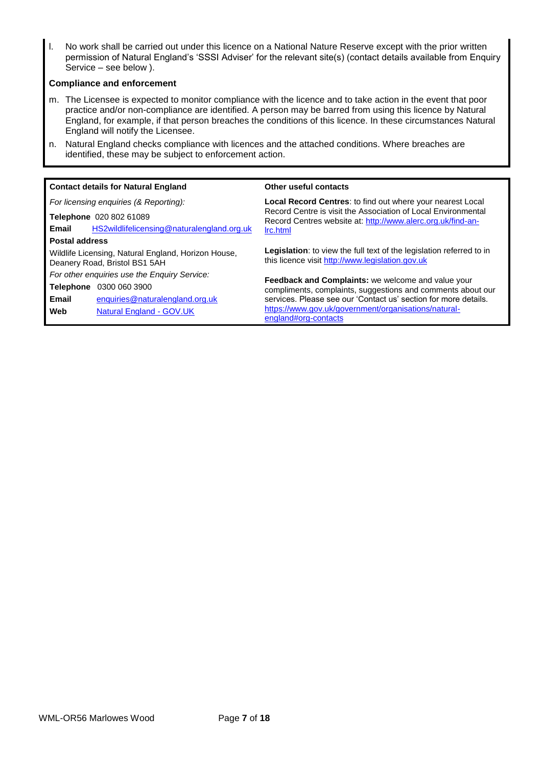l. No work shall be carried out under this licence on a National Nature Reserve except with the prior written permission of Natural England's 'SSSI Adviser' for the relevant site(s) (contact details available from Enquiry Service – see below ).

**Compliance and enforcement**

m. The Licensee is expected to monitor compliance with the licence and to take action in the event that poor practice and/or non-compliance are identified. A person may be barred from using this licence by Natural England, for example, if that person breaches the conditions of this licence. In these circumstances Natural England will notify the Licensee.

n. Natural England checks compliance with licences and the attached conditions. Where breaches are identified, these may be subject to enforcement action.

**Contact details for Natural England**

*For licensing enquiries (& Reporting):*

**Telephone** 020 802 61089

**Email** HS2wildlifelicensing@naturalengland.org.uk

**Postal address**

Wildlife Licensing, Natural England, Horizon House, Deanery Road, Bristol BS1 5AH

*For other enquiries use the Enquiry Service:*

**Telephone** 0300 060 3900

**Email** enquiries@naturalengland.org.uk

**Web** Natural England - GOV.UK

**Other useful contacts**

**Local Record Centres**: to find out where your nearest Local Record Centre is visit the Association of Local Environmental Record Centres website at: http://www.alerc.org.uk/find-an-lrc.html

**Legislation**: to view the full text of the legislation referred to in this licence visit http://www.legislation.gov.uk

**Feedback and Complaints:** we welcome and value your compliments, complaints, suggestions and comments about our services. Please see our 'Contact us' section for more details. https://www.gov.uk/government/organisations/natural-england#org-contacts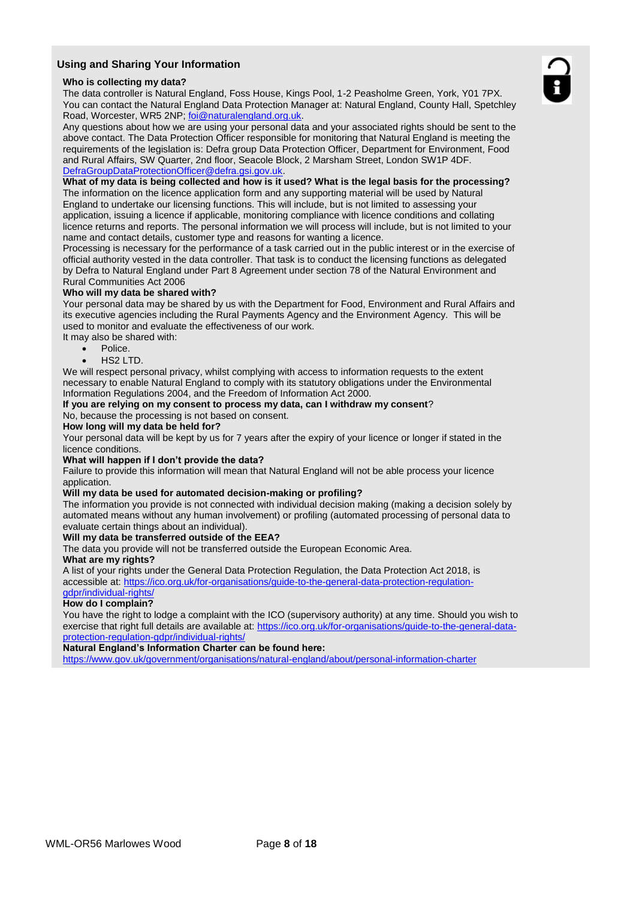## Using and Sharing Your Information

**Who is collecting my data?**

The data controller is Natural England, Foss House, Kings Pool, 1-2 Peasholme Green, York, Y01 7PX. You can contact the Natural England Data Protection Manager at: Natural England, County Hall, Spetchley Road, Worcester, WR5 2NP; foi@naturalengland.org.uk.

Any questions about how we are using your personal data and your associated rights should be sent to the above contact. The Data Protection Officer responsible for monitoring that Natural England is meeting the requirements of the legislation is: Defra group Data Protection Officer, Department for Environment, Food and Rural Affairs, SW Quarter, 2nd floor, Seacole Block, 2 Marsham Street, London SW1P 4DF. DefraGroupDataProtectionOfficer@defra.gsi.gov.uk.

**What of my data is being collected and how is it used? What is the legal basis for the processing?**

The information on the licence application form and any supporting material will be used by Natural England to undertake our licensing functions. This will include, but is not limited to assessing your application, issuing a licence if applicable, monitoring compliance with licence conditions and collating licence returns and reports. The personal information we will process will include, but is not limited to your name and contact details, customer type and reasons for wanting a licence.

Processing is necessary for the performance of a task carried out in the public interest or in the exercise of official authority vested in the data controller. That task is to conduct the licensing functions as delegated by Defra to Natural England under Part 8 Agreement under section 78 of the Natural Environment and Rural Communities Act 2006

**Who will my data be shared with?**

Your personal data may be shared by us with the Department for Food, Environment and Rural Affairs and its executive agencies including the Rural Payments Agency and the Environment Agency. This will be used to monitor and evaluate the effectiveness of our work.

It may also be shared with:

- Police.
- HS2 LTD.

We will respect personal privacy, whilst complying with access to information requests to the extent necessary to enable Natural England to comply with its statutory obligations under the Environmental Information Regulations 2004, and the Freedom of Information Act 2000.

**If you are relying on my consent to process my data, can I withdraw my consent**?

No, because the processing is not based on consent.

**How long will my data be held for?**

Your personal data will be kept by us for 7 years after the expiry of your licence or longer if stated in the licence conditions.

**What will happen if I don't provide the data?**

Failure to provide this information will mean that Natural England will not be able process your licence application.

**Will my data be used for automated decision-making or profiling?**

The information you provide is not connected with individual decision making (making a decision solely by automated means without any human involvement) or profiling (automated processing of personal data to evaluate certain things about an individual).

**Will my data be transferred outside of the EEA?**

The data you provide will not be transferred outside the European Economic Area.

**What are my rights?**

A list of your rights under the General Data Protection Regulation, the Data Protection Act 2018, is accessible at: https://ico.org.uk/for-organisations/guide-to-the-general-data-protection-regulation-gdpr/individual-rights/

**How do I complain?**

You have the right to lodge a complaint with the ICO (supervisory authority) at any time. Should you wish to exercise that right full details are available at: https://ico.org.uk/for-organisations/guide-to-the-general-data-protection-regulation-gdpr/individual-rights/

**Natural England's Information Charter can be found here:**

https://www.gov.uk/government/organisations/natural-england/about/personal-information-charter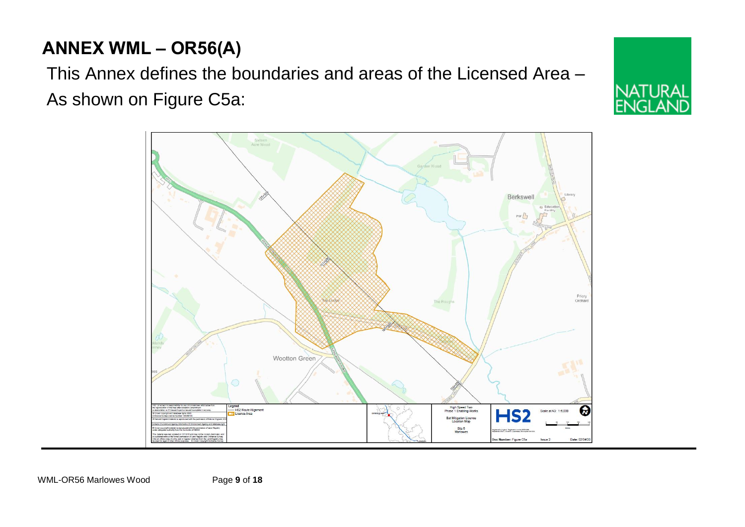## ANNEX WML – OR56(A)

This Annex defines the boundaries and areas of the Licensed Area – As shown on Figure C5a:

Sadsen Acre Wood

Garden Wood

Berkswell

Library

Education Facility

PW

Priory Orchard

The Haughs

Wootton Green

Legend

HS2 Route Alignment

Licence Area

High Speed Two Phase 1 Enabling Works

Bat Mitigation Licence Location Map

Site 6 Marlowes

HS2

Scale at A3: 1:6,000

Doc Number: Figure C5a

Issue 2

Date: 02/04/20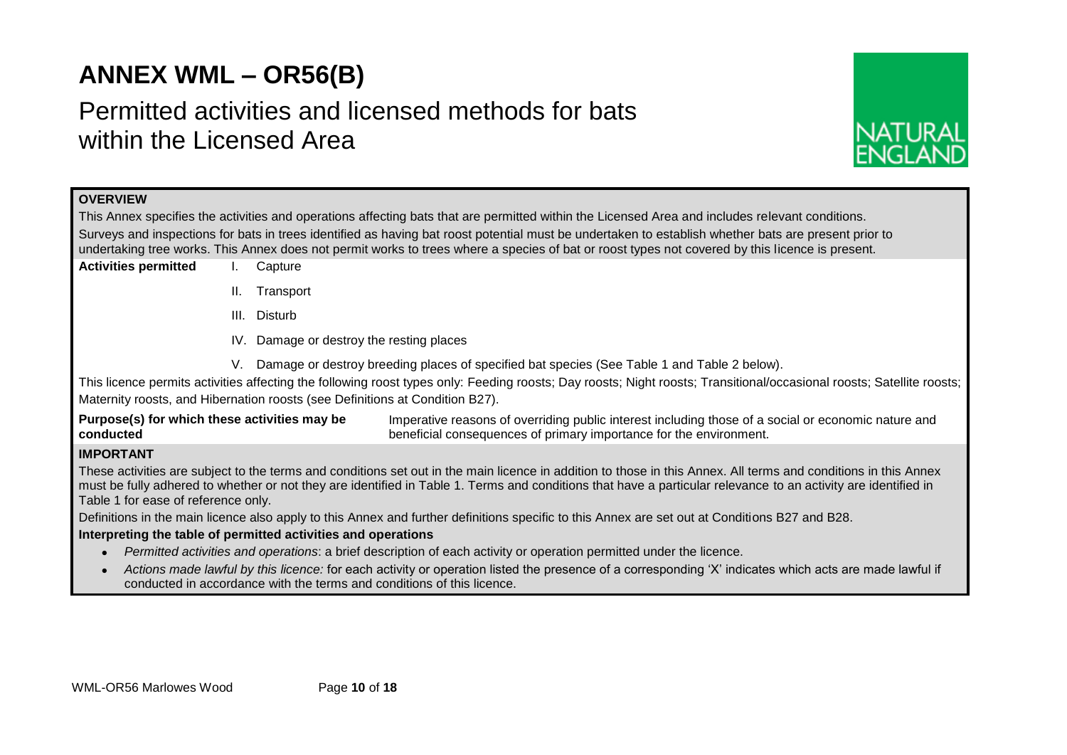# ANNEX WML – OR56(B)

## Permitted activities and licensed methods for bats within the Licensed Area

**OVERVIEW**

This Annex specifies the activities and operations affecting bats that are permitted within the Licensed Area and includes relevant conditions.

Surveys and inspections for bats in trees identified as having bat roost potential must be undertaken to establish whether bats are present prior to undertaking tree works. This Annex does not permit works to trees where a species of bat or roost types not covered by this licence is present.

**Activities permitted**

I. Capture

II. Transport

III. Disturb

IV. Damage or destroy the resting places

V. Damage or destroy breeding places of specified bat species (See Table 1 and Table 2 below).

This licence permits activities affecting the following roost types only: Feeding roosts; Day roosts; Night roosts; Transitional/occasional roosts; Satellite roosts; Maternity roosts, and Hibernation roosts (see Definitions at Condition B27).

**Purpose(s) for which these activities may be conducted**: Imperative reasons of overriding public interest including those of a social or economic nature and beneficial consequences of primary importance for the environment.

**IMPORTANT**

These activities are subject to the terms and conditions set out in the main licence in addition to those in this Annex. All terms and conditions in this Annex must be fully adhered to whether or not they are identified in Table 1. Terms and conditions that have a particular relevance to an activity are identified in Table 1 for ease of reference only.

Definitions in the main licence also apply to this Annex and further definitions specific to this Annex are set out at Conditions B27 and B28.

**Interpreting the table of permitted activities and operations**

- *Permitted activities and operations*: a brief description of each activity or operation permitted under the licence.
- *Actions made lawful by this licence:* for each activity or operation listed the presence of a corresponding 'X' indicates which acts are made lawful if conducted in accordance with the terms and conditions of this licence.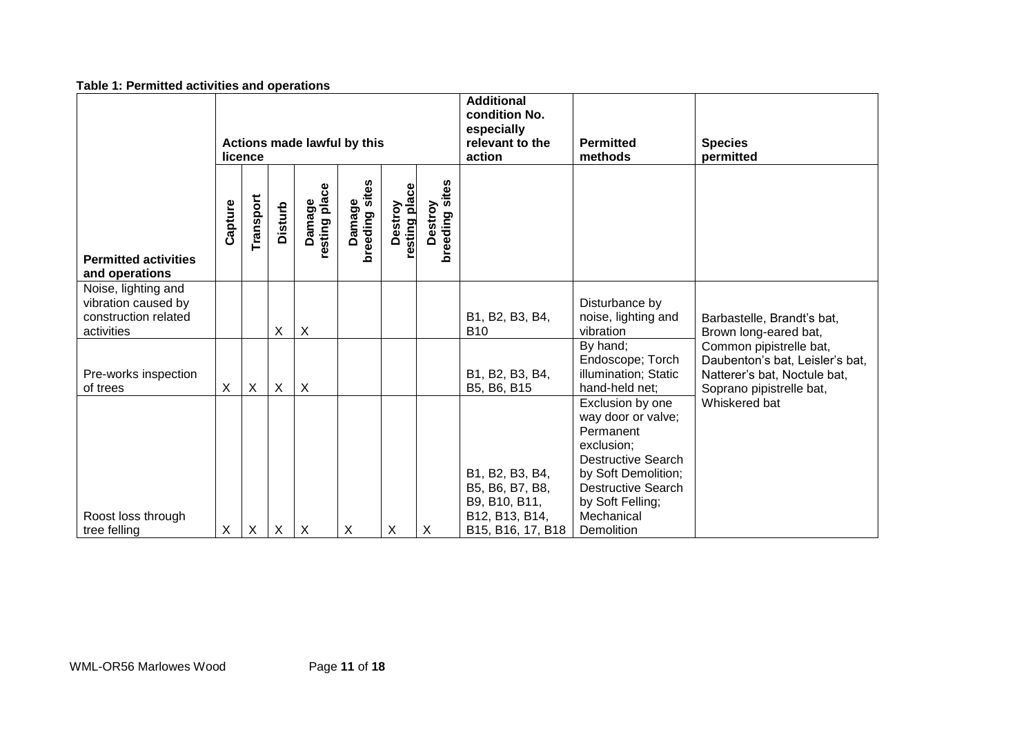**Table 1: Permitted activities and operations**

| Permitted activities and operations | Actions made lawful by this licence | | | | | | | Additional condition No. especially relevant to the action | Permitted methods | Species permitted |
|---|---|---|---|---|---|---|---|---|---|---|
| | Capture | Transport | Disturb | Damage resting place | Damage breeding sites | Destroy resting place | Destroy breeding sites | | | |
| Noise, lighting and vibration caused by construction related activities | | | X | X | | | | B1, B2, B3, B4, B10 | Disturbance by noise, lighting and vibration | Barbastelle, Brandt's bat, Brown long-eared bat, Common pipistrelle bat, Daubenton's bat, Leisler's bat, Natterer's bat, Noctule bat, Soprano pipistrelle bat, Whiskered bat |
| Pre-works inspection of trees | X | X | X | X | | | | B1, B2, B3, B4, B5, B6, B15 | By hand; Endoscope; Torch illumination; Static hand-held net; | |
| Roost loss through tree felling | X | X | X | X | X | X | X | B1, B2, B3, B4, B5, B6, B7, B8, B9, B10, B11, B12, B13, B14, B15, B16, 17, B18 | Exclusion by one way door or valve; Permanent exclusion; Destructive Search by Soft Demolition; Destructive Search by Soft Felling; Mechanical Demolition | |

WML-OR56 Marlowes Wood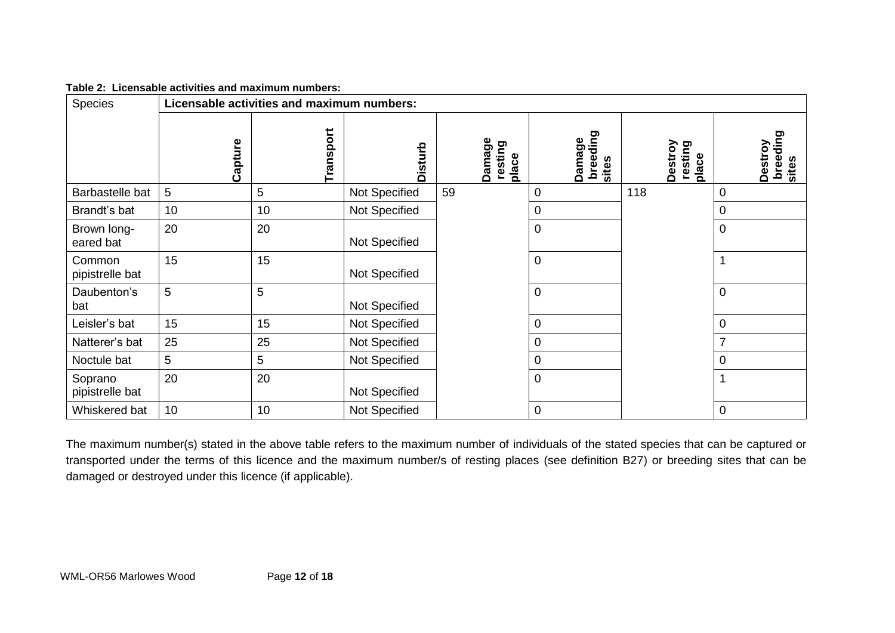**Table 2: Licensable activities and maximum numbers:**

| Species | Licensable activities and maximum numbers: | | | | | | |
|---|---|---|---|---|---|---|---|
| | Capture | Transport | Disturb | Damage resting place | Damage breeding sites | Destroy resting place | Destroy breeding sites |
| Barbastelle bat | 5 | 5 | Not Specified | 59 | 0 | 118 | 0 |
| Brandt's bat | 10 | 10 | Not Specified | | 0 | | 0 |
| Brown long-eared bat | 20 | 20 | Not Specified | | 0 | | 0 |
| Common pipistrelle bat | 15 | 15 | Not Specified | | 0 | | 1 |
| Daubenton's bat | 5 | 5 | Not Specified | | 0 | | 0 |
| Leisler's bat | 15 | 15 | Not Specified | | 0 | | 0 |
| Natterer's bat | 25 | 25 | Not Specified | | 0 | | 7 |
| Noctule bat | 5 | 5 | Not Specified | | 0 | | 0 |
| Soprano pipistrelle bat | 20 | 20 | Not Specified | | 0 | | 1 |
| Whiskered bat | 10 | 10 | Not Specified | | 0 | | 0 |

The maximum number(s) stated in the above table refers to the maximum number of individuals of the stated species that can be captured or transported under the terms of this licence and the maximum number/s of resting places (see definition B27) or breeding sites that can be damaged or destroyed under this licence (if applicable).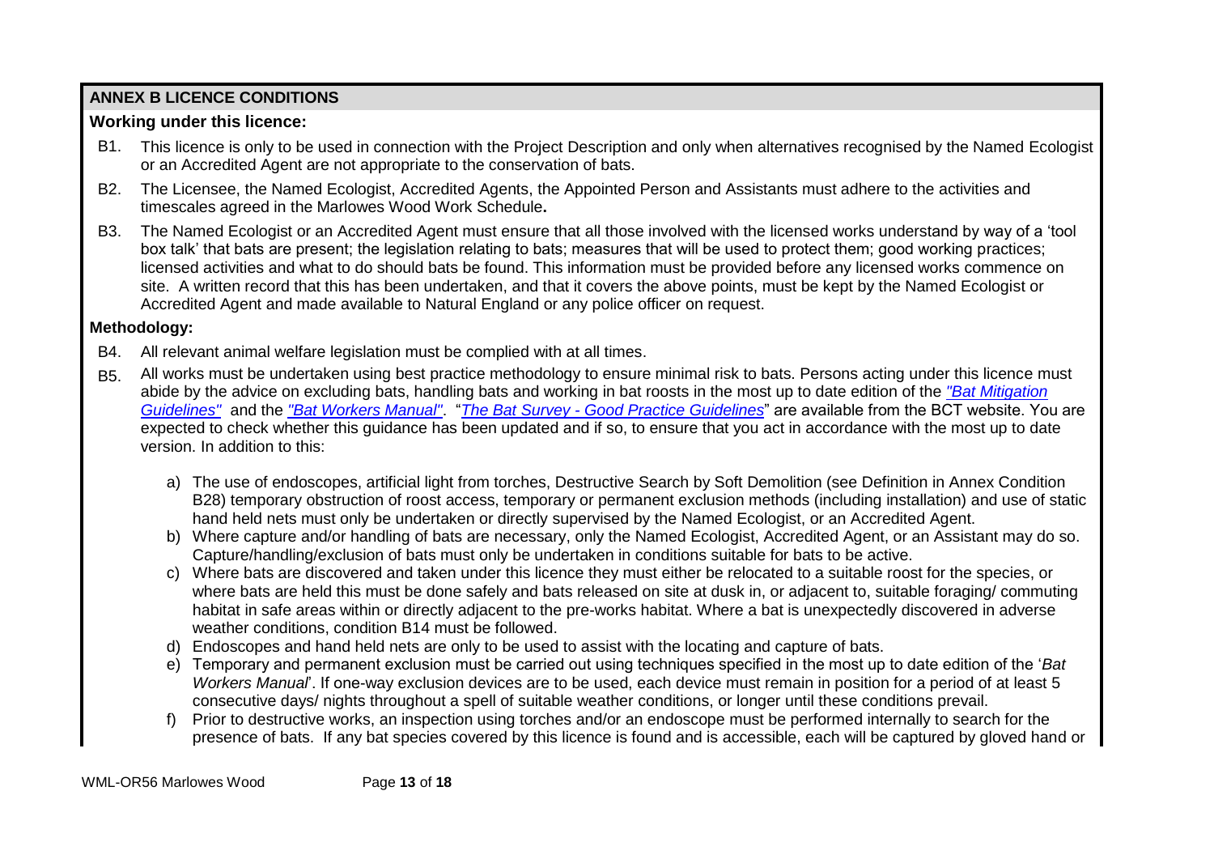## ANNEX B LICENCE CONDITIONS

### Working under this licence:

B1. This licence is only to be used in connection with the Project Description and only when alternatives recognised by the Named Ecologist or an Accredited Agent are not appropriate to the conservation of bats.

B2. The Licensee, the Named Ecologist, Accredited Agents, the Appointed Person and Assistants must adhere to the activities and timescales agreed in the Marlowes Wood Work Schedule**.**

B3. The Named Ecologist or an Accredited Agent must ensure that all those involved with the licensed works understand by way of a 'tool box talk' that bats are present; the legislation relating to bats; measures that will be used to protect them; good working practices; licensed activities and what to do should bats be found. This information must be provided before any licensed works commence on site. A written record that this has been undertaken, and that it covers the above points, must be kept by the Named Ecologist or Accredited Agent and made available to Natural England or any police officer on request.

### Methodology:

B4. All relevant animal welfare legislation must be complied with at all times.

B5. All works must be undertaken using best practice methodology to ensure minimal risk to bats. Persons acting under this licence must abide by the advice on excluding bats, handling bats and working in bat roosts in the most up to date edition of the *"Bat Mitigation Guidelines"* and the *"Bat Workers Manual"*. "*The Bat Survey - Good Practice Guidelines*" are available from the BCT website. You are expected to check whether this guidance has been updated and if so, to ensure that you act in accordance with the most up to date version. In addition to this:

a) The use of endoscopes, artificial light from torches, Destructive Search by Soft Demolition (see Definition in Annex Condition B28) temporary obstruction of roost access, temporary or permanent exclusion methods (including installation) and use of static hand held nets must only be undertaken or directly supervised by the Named Ecologist, or an Accredited Agent.

b) Where capture and/or handling of bats are necessary, only the Named Ecologist, Accredited Agent, or an Assistant may do so. Capture/handling/exclusion of bats must only be undertaken in conditions suitable for bats to be active.

c) Where bats are discovered and taken under this licence they must either be relocated to a suitable roost for the species, or where bats are held this must be done safely and bats released on site at dusk in, or adjacent to, suitable foraging/ commuting habitat in safe areas within or directly adjacent to the pre-works habitat. Where a bat is unexpectedly discovered in adverse weather conditions, condition B14 must be followed.

d) Endoscopes and hand held nets are only to be used to assist with the locating and capture of bats.

e) Temporary and permanent exclusion must be carried out using techniques specified in the most up to date edition of the '*Bat Workers Manual*'. If one-way exclusion devices are to be used, each device must remain in position for a period of at least 5 consecutive days/ nights throughout a spell of suitable weather conditions, or longer until these conditions prevail.

f) Prior to destructive works, an inspection using torches and/or an endoscope must be performed internally to search for the presence of bats. If any bat species covered by this licence is found and is accessible, each will be captured by gloved hand or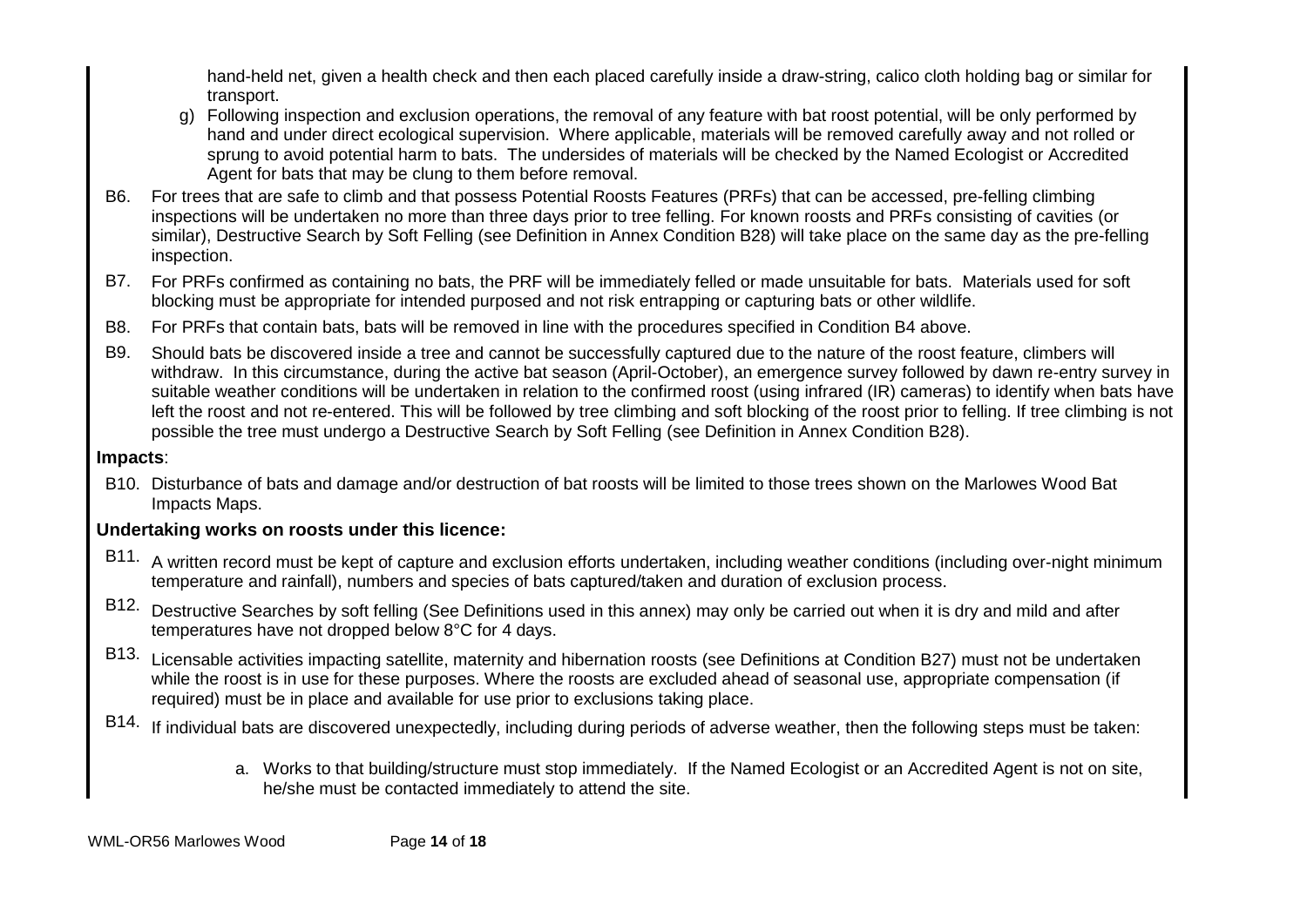hand-held net, given a health check and then each placed carefully inside a draw-string, calico cloth holding bag or similar for transport.

g) Following inspection and exclusion operations, the removal of any feature with bat roost potential, will be only performed by hand and under direct ecological supervision. Where applicable, materials will be removed carefully away and not rolled or sprung to avoid potential harm to bats. The undersides of materials will be checked by the Named Ecologist or Accredited Agent for bats that may be clung to them before removal.

B6. For trees that are safe to climb and that possess Potential Roosts Features (PRFs) that can be accessed, pre-felling climbing inspections will be undertaken no more than three days prior to tree felling. For known roosts and PRFs consisting of cavities (or similar), Destructive Search by Soft Felling (see Definition in Annex Condition B28) will take place on the same day as the pre-felling inspection.

B7. For PRFs confirmed as containing no bats, the PRF will be immediately felled or made unsuitable for bats. Materials used for soft blocking must be appropriate for intended purposed and not risk entrapping or capturing bats or other wildlife.

B8. For PRFs that contain bats, bats will be removed in line with the procedures specified in Condition B4 above.

B9. Should bats be discovered inside a tree and cannot be successfully captured due to the nature of the roost feature, climbers will withdraw. In this circumstance, during the active bat season (April-October), an emergence survey followed by dawn re-entry survey in suitable weather conditions will be undertaken in relation to the confirmed roost (using infrared (IR) cameras) to identify when bats have left the roost and not re-entered. This will be followed by tree climbing and soft blocking of the roost prior to felling. If tree climbing is not possible the tree must undergo a Destructive Search by Soft Felling (see Definition in Annex Condition B28).

**Impacts**:

B10. Disturbance of bats and damage and/or destruction of bat roosts will be limited to those trees shown on the Marlowes Wood Bat Impacts Maps.

**Undertaking works on roosts under this licence:**

B11. A written record must be kept of capture and exclusion efforts undertaken, including weather conditions (including over-night minimum temperature and rainfall), numbers and species of bats captured/taken and duration of exclusion process.

B12. Destructive Searches by soft felling (See Definitions used in this annex) may only be carried out when it is dry and mild and after temperatures have not dropped below 8°C for 4 days.

B13. Licensable activities impacting satellite, maternity and hibernation roosts (see Definitions at Condition B27) must not be undertaken while the roost is in use for these purposes. Where the roosts are excluded ahead of seasonal use, appropriate compensation (if required) must be in place and available for use prior to exclusions taking place.

B14. If individual bats are discovered unexpectedly, including during periods of adverse weather, then the following steps must be taken:

a. Works to that building/structure must stop immediately. If the Named Ecologist or an Accredited Agent is not on site, he/she must be contacted immediately to attend the site.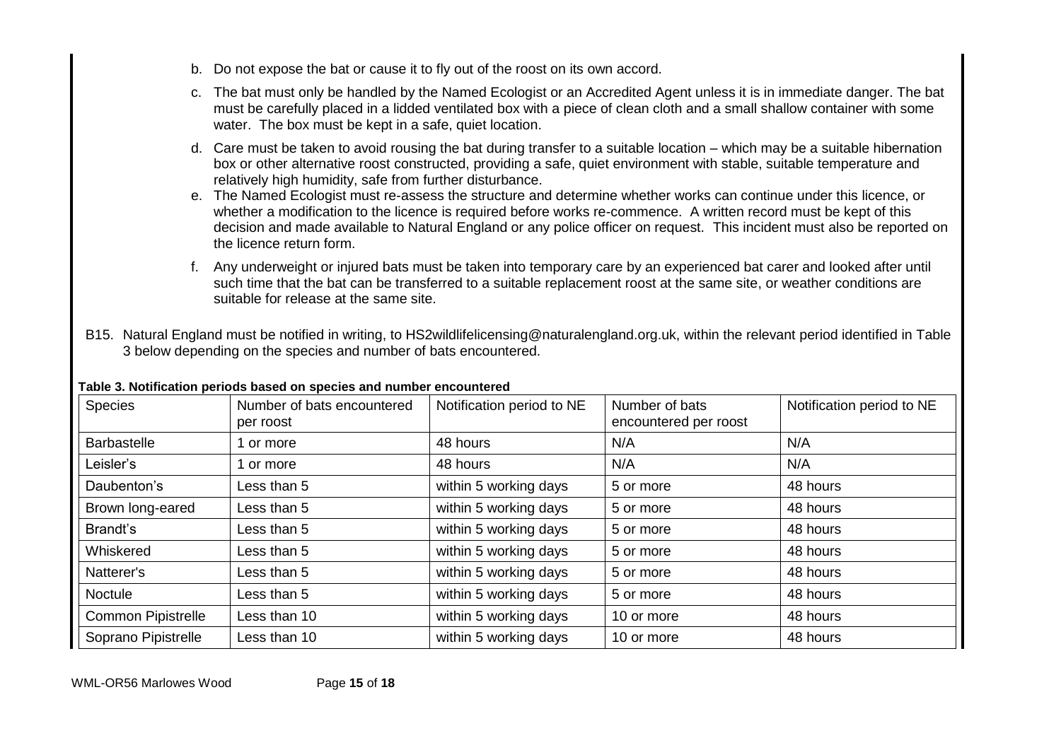b. Do not expose the bat or cause it to fly out of the roost on its own accord.

c. The bat must only be handled by the Named Ecologist or an Accredited Agent unless it is in immediate danger. The bat must be carefully placed in a lidded ventilated box with a piece of clean cloth and a small shallow container with some water. The box must be kept in a safe, quiet location.

d. Care must be taken to avoid rousing the bat during transfer to a suitable location – which may be a suitable hibernation box or other alternative roost constructed, providing a safe, quiet environment with stable, suitable temperature and relatively high humidity, safe from further disturbance.

e. The Named Ecologist must re-assess the structure and determine whether works can continue under this licence, or whether a modification to the licence is required before works re-commence. A written record must be kept of this decision and made available to Natural England or any police officer on request. This incident must also be reported on the licence return form.

f. Any underweight or injured bats must be taken into temporary care by an experienced bat carer and looked after until such time that the bat can be transferred to a suitable replacement roost at the same site, or weather conditions are suitable for release at the same site.

B15. Natural England must be notified in writing, to HS2wildlifelicensing@naturalengland.org.uk, within the relevant period identified in Table 3 below depending on the species and number of bats encountered.

**Table 3. Notification periods based on species and number encountered**

| Species | Number of bats encountered per roost | Notification period to NE | Number of bats encountered per roost | Notification period to NE |
|---|---|---|---|---|
| Barbastelle | 1 or more | 48 hours | N/A | N/A |
| Leisler's | 1 or more | 48 hours | N/A | N/A |
| Daubenton's | Less than 5 | within 5 working days | 5 or more | 48 hours |
| Brown long-eared | Less than 5 | within 5 working days | 5 or more | 48 hours |
| Brandt's | Less than 5 | within 5 working days | 5 or more | 48 hours |
| Whiskered | Less than 5 | within 5 working days | 5 or more | 48 hours |
| Natterer's | Less than 5 | within 5 working days | 5 or more | 48 hours |
| Noctule | Less than 5 | within 5 working days | 5 or more | 48 hours |
| Common Pipistrelle | Less than 10 | within 5 working days | 10 or more | 48 hours |
| Soprano Pipistrelle | Less than 10 | within 5 working days | 10 or more | 48 hours |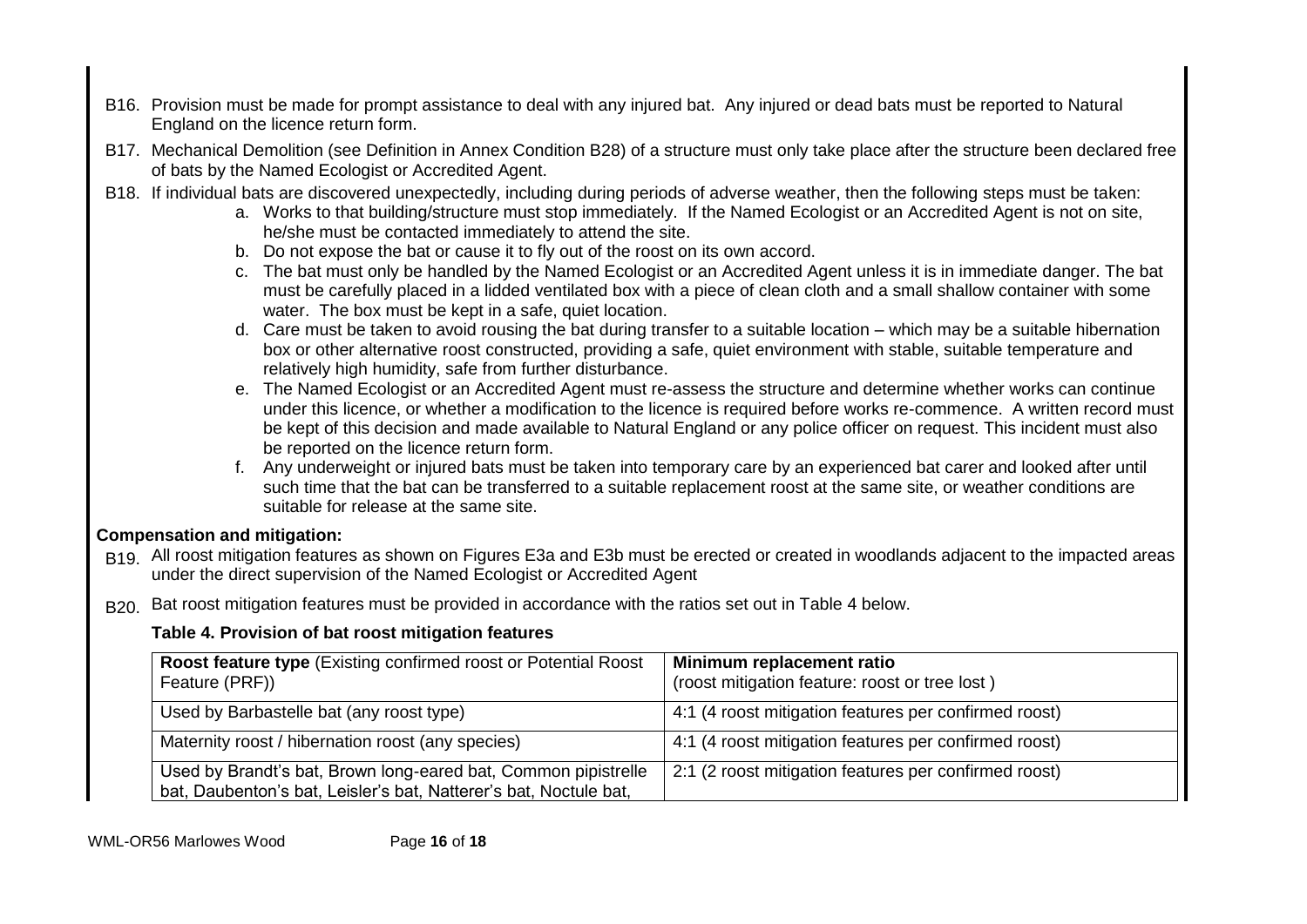B16. Provision must be made for prompt assistance to deal with any injured bat. Any injured or dead bats must be reported to Natural England on the licence return form.

B17. Mechanical Demolition (see Definition in Annex Condition B28) of a structure must only take place after the structure been declared free of bats by the Named Ecologist or Accredited Agent.

B18. If individual bats are discovered unexpectedly, including during periods of adverse weather, then the following steps must be taken:

a. Works to that building/structure must stop immediately. If the Named Ecologist or an Accredited Agent is not on site, he/she must be contacted immediately to attend the site.
b. Do not expose the bat or cause it to fly out of the roost on its own accord.
c. The bat must only be handled by the Named Ecologist or an Accredited Agent unless it is in immediate danger. The bat must be carefully placed in a lidded ventilated box with a piece of clean cloth and a small shallow container with some water. The box must be kept in a safe, quiet location.
d. Care must be taken to avoid rousing the bat during transfer to a suitable location – which may be a suitable hibernation box or other alternative roost constructed, providing a safe, quiet environment with stable, suitable temperature and relatively high humidity, safe from further disturbance.
e. The Named Ecologist or an Accredited Agent must re-assess the structure and determine whether works can continue under this licence, or whether a modification to the licence is required before works re-commence. A written record must be kept of this decision and made available to Natural England or any police officer on request. This incident must also be reported on the licence return form.
f. Any underweight or injured bats must be taken into temporary care by an experienced bat carer and looked after until such time that the bat can be transferred to a suitable replacement roost at the same site, or weather conditions are suitable for release at the same site.

**Compensation and mitigation:**

B19. All roost mitigation features as shown on Figures E3a and E3b must be erected or created in woodlands adjacent to the impacted areas under the direct supervision of the Named Ecologist or Accredited Agent

B20. Bat roost mitigation features must be provided in accordance with the ratios set out in Table 4 below.

**Table 4. Provision of bat roost mitigation features**

| **Roost feature type** (Existing confirmed roost or Potential Roost Feature (PRF)) | **Minimum replacement ratio** (roost mitigation feature: roost or tree lost ) |
|---|---|
| Used by Barbastelle bat (any roost type) | 4:1 (4 roost mitigation features per confirmed roost) |
| Maternity roost / hibernation roost (any species) | 4:1 (4 roost mitigation features per confirmed roost) |
| Used by Brandt's bat, Brown long-eared bat, Common pipistrelle bat, Daubenton's bat, Leisler's bat, Natterer's bat, Noctule bat, | 2:1 (2 roost mitigation features per confirmed roost) |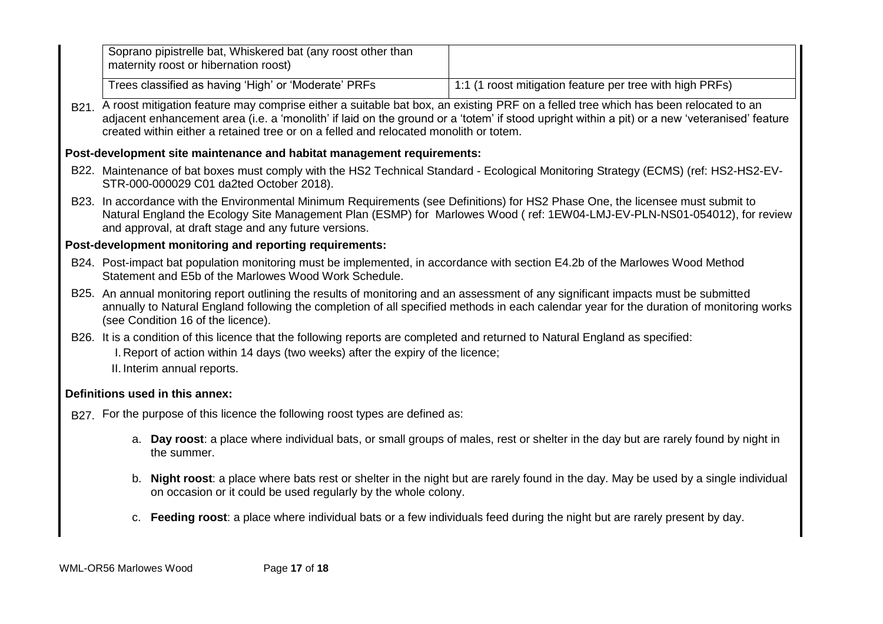| | |
|---|---|
| Soprano pipistrelle bat, Whiskered bat (any roost other than maternity roost or hibernation roost) | |
| Trees classified as having 'High' or 'Moderate' PRFs | 1:1 (1 roost mitigation feature per tree with high PRFs) |

B21. A roost mitigation feature may comprise either a suitable bat box, an existing PRF on a felled tree which has been relocated to an adjacent enhancement area (i.e. a 'monolith' if laid on the ground or a 'totem' if stood upright within a pit) or a new 'veteranised' feature created within either a retained tree or on a felled and relocated monolith or totem.

**Post-development site maintenance and habitat management requirements:**

B22. Maintenance of bat boxes must comply with the HS2 Technical Standard - Ecological Monitoring Strategy (ECMS) (ref: HS2-HS2-EV-STR-000-000029 C01 da2ted October 2018).

B23. In accordance with the Environmental Minimum Requirements (see Definitions) for HS2 Phase One, the licensee must submit to Natural England the Ecology Site Management Plan (ESMP) for Marlowes Wood ( ref: 1EW04-LMJ-EV-PLN-NS01-054012), for review and approval, at draft stage and any future versions.

**Post-development monitoring and reporting requirements:**

B24. Post-impact bat population monitoring must be implemented, in accordance with section E4.2b of the Marlowes Wood Method Statement and E5b of the Marlowes Wood Work Schedule.

B25. An annual monitoring report outlining the results of monitoring and an assessment of any significant impacts must be submitted annually to Natural England following the completion of all specified methods in each calendar year for the duration of monitoring works (see Condition 16 of the licence).

B26. It is a condition of this licence that the following reports are completed and returned to Natural England as specified:

I. Report of action within 14 days (two weeks) after the expiry of the licence;

II. Interim annual reports.

**Definitions used in this annex:**

B27. For the purpose of this licence the following roost types are defined as:

a. **Day roost**: a place where individual bats, or small groups of males, rest or shelter in the day but are rarely found by night in the summer.

b. **Night roost**: a place where bats rest or shelter in the night but are rarely found in the day. May be used by a single individual on occasion or it could be used regularly by the whole colony.

c. **Feeding roost**: a place where individual bats or a few individuals feed during the night but are rarely present by day.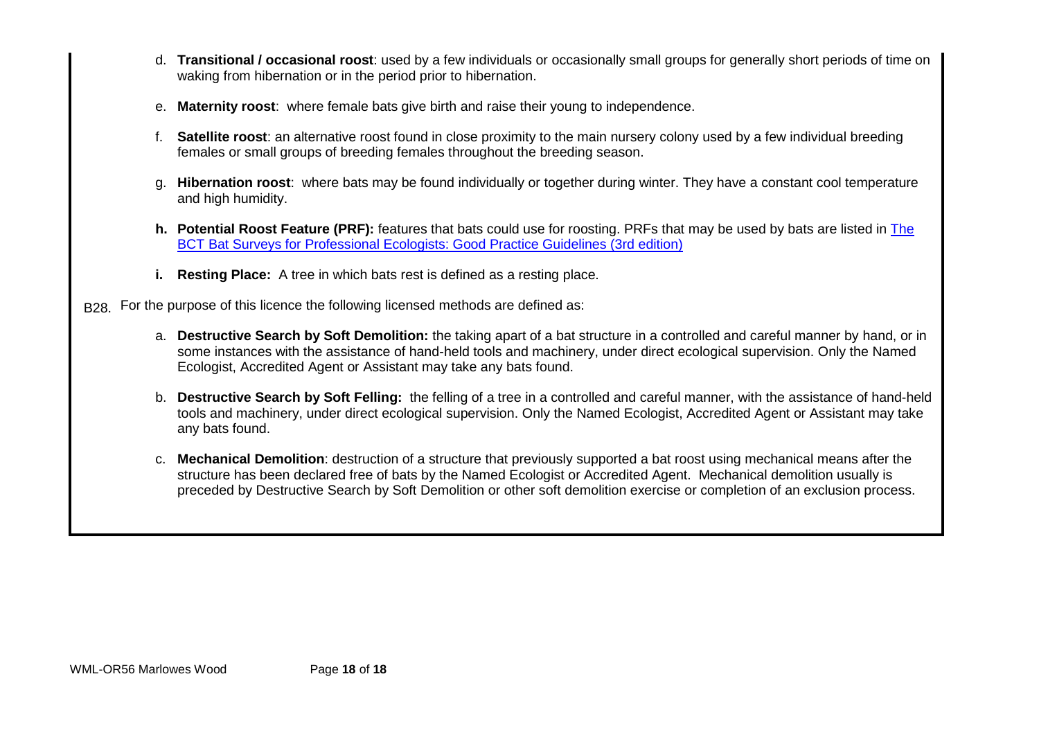d. **Transitional / occasional roost**: used by a few individuals or occasionally small groups for generally short periods of time on waking from hibernation or in the period prior to hibernation.

e. **Maternity roost**: where female bats give birth and raise their young to independence.

f. **Satellite roost**: an alternative roost found in close proximity to the main nursery colony used by a few individual breeding females or small groups of breeding females throughout the breeding season.

g. **Hibernation roost**: where bats may be found individually or together during winter. They have a constant cool temperature and high humidity.

h. **Potential Roost Feature (PRF):** features that bats could use for roosting. PRFs that may be used by bats are listed in The BCT Bat Surveys for Professional Ecologists: Good Practice Guidelines (3rd edition)

i. **Resting Place:** A tree in which bats rest is defined as a resting place.

B28. For the purpose of this licence the following licensed methods are defined as:

a. **Destructive Search by Soft Demolition:** the taking apart of a bat structure in a controlled and careful manner by hand, or in some instances with the assistance of hand-held tools and machinery, under direct ecological supervision. Only the Named Ecologist, Accredited Agent or Assistant may take any bats found.

b. **Destructive Search by Soft Felling:** the felling of a tree in a controlled and careful manner, with the assistance of hand-held tools and machinery, under direct ecological supervision. Only the Named Ecologist, Accredited Agent or Assistant may take any bats found.

c. **Mechanical Demolition**: destruction of a structure that previously supported a bat roost using mechanical means after the structure has been declared free of bats by the Named Ecologist or Accredited Agent. Mechanical demolition usually is preceded by Destructive Search by Soft Demolition or other soft demolition exercise or completion of an exclusion process.